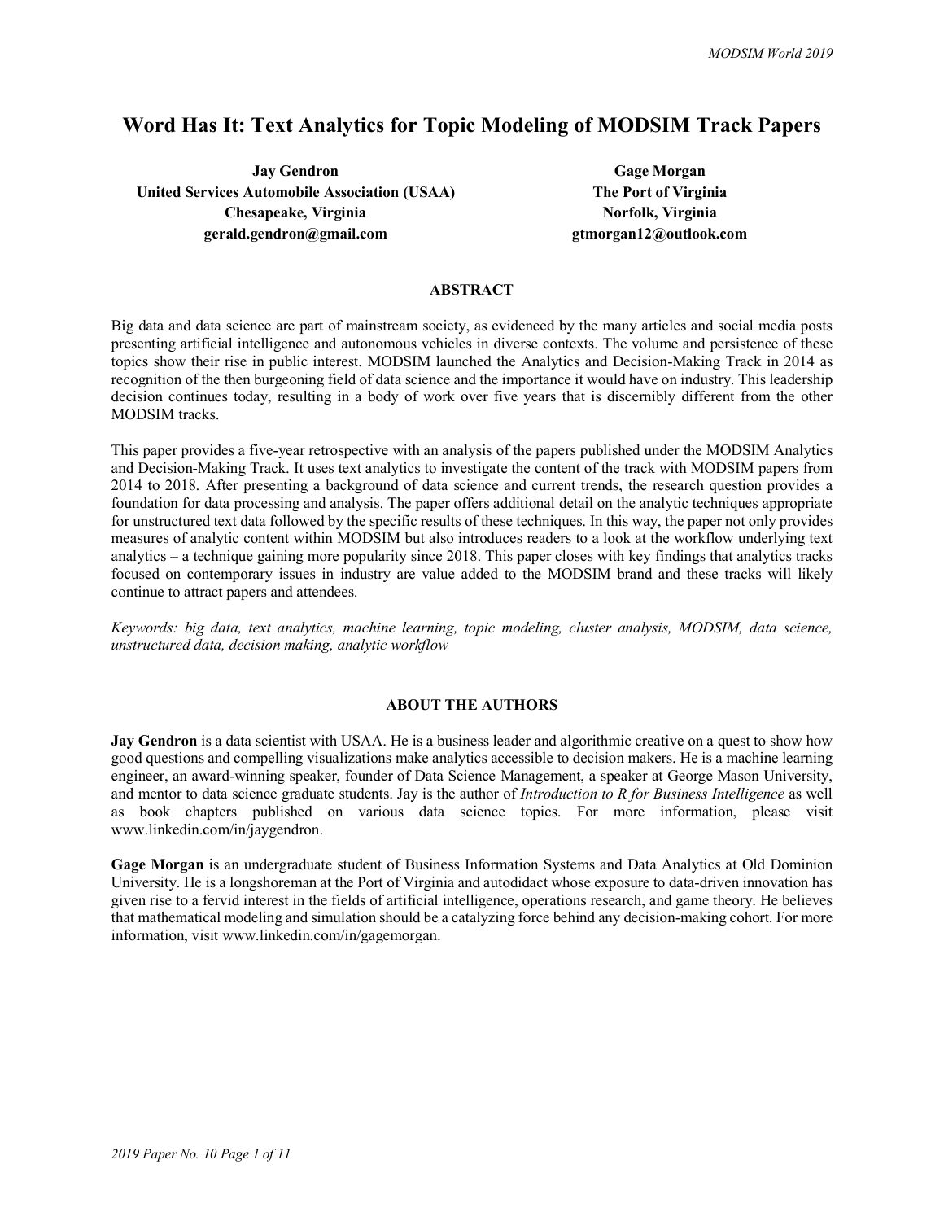# Word Has It: Text Analytics for Topic Modeling of MODSIM Track Papers

**Jay Gendron**
**United Services Automobile Association (USAA)**
**Chesapeake, Virginia**
**gerald.gendron@gmail.com**

**Gage Morgan**
**The Port of Virginia**
**Norfolk, Virginia**
**gtmorgan12@outlook.com**

## ABSTRACT

Big data and data science are part of mainstream society, as evidenced by the many articles and social media posts presenting artificial intelligence and autonomous vehicles in diverse contexts. The volume and persistence of these topics show their rise in public interest. MODSIM launched the Analytics and Decision-Making Track in 2014 as recognition of the then burgeoning field of data science and the importance it would have on industry. This leadership decision continues today, resulting in a body of work over five years that is discernibly different from the other MODSIM tracks.

This paper provides a five-year retrospective with an analysis of the papers published under the MODSIM Analytics and Decision-Making Track. It uses text analytics to investigate the content of the track with MODSIM papers from 2014 to 2018. After presenting a background of data science and current trends, the research question provides a foundation for data processing and analysis. The paper offers additional detail on the analytic techniques appropriate for unstructured text data followed by the specific results of these techniques. In this way, the paper not only provides measures of analytic content within MODSIM but also introduces readers to a look at the workflow underlying text analytics – a technique gaining more popularity since 2018. This paper closes with key findings that analytics tracks focused on contemporary issues in industry are value added to the MODSIM brand and these tracks will likely continue to attract papers and attendees.

*Keywords: big data, text analytics, machine learning, topic modeling, cluster analysis, MODSIM, data science, unstructured data, decision making, analytic workflow*

## ABOUT THE AUTHORS

**Jay Gendron** is a data scientist with USAA. He is a business leader and algorithmic creative on a quest to show how good questions and compelling visualizations make analytics accessible to decision makers. He is a machine learning engineer, an award-winning speaker, founder of Data Science Management, a speaker at George Mason University, and mentor to data science graduate students. Jay is the author of *Introduction to R for Business Intelligence* as well as book chapters published on various data science topics. For more information, please visit www.linkedin.com/in/jaygendron.

**Gage Morgan** is an undergraduate student of Business Information Systems and Data Analytics at Old Dominion University. He is a longshoreman at the Port of Virginia and autodidact whose exposure to data-driven innovation has given rise to a fervid interest in the fields of artificial intelligence, operations research, and game theory. He believes that mathematical modeling and simulation should be a catalyzing force behind any decision-making cohort. For more information, visit www.linkedin.com/in/gagemorgan.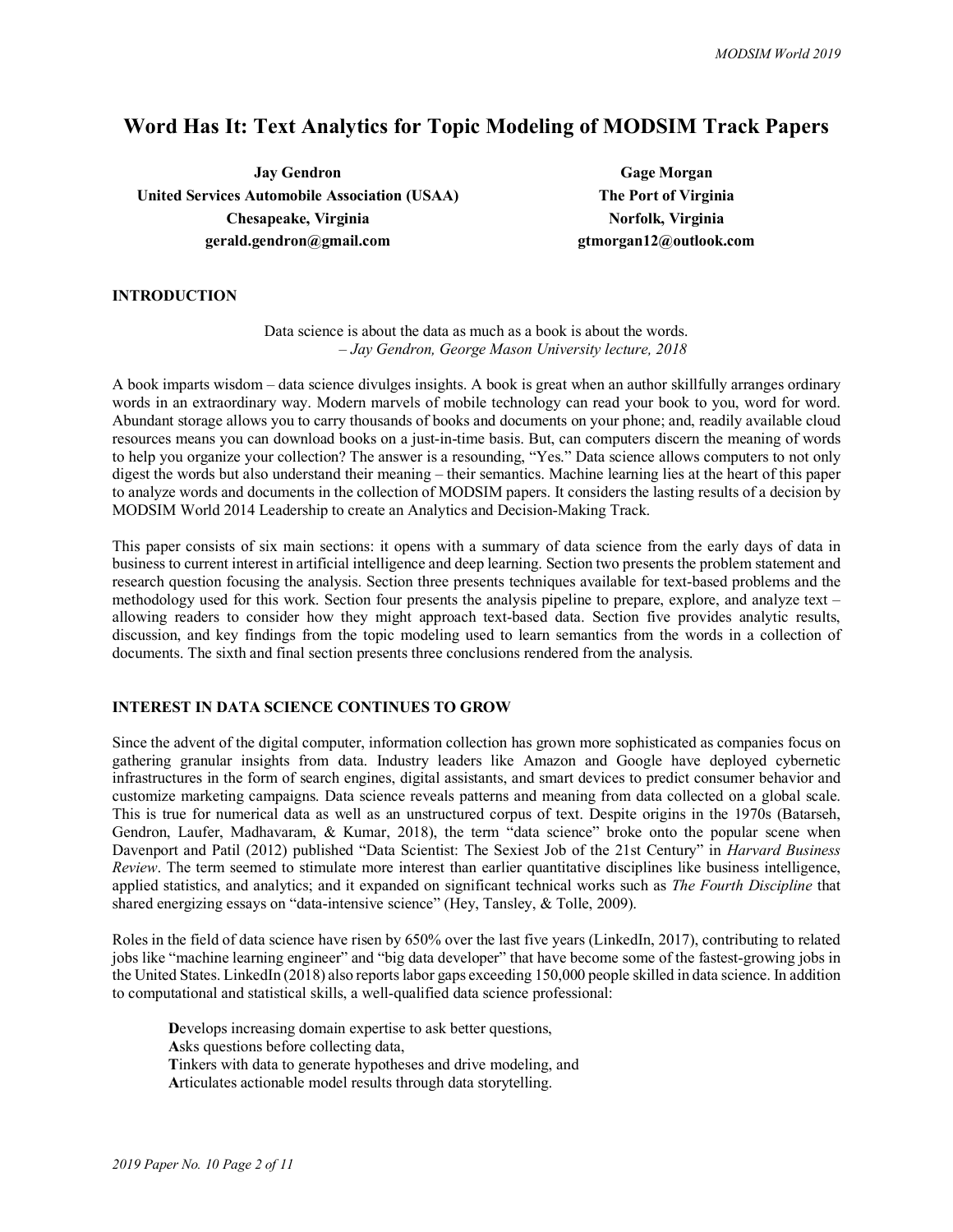# Word Has It: Text Analytics for Topic Modeling of MODSIM Track Papers

**Jay Gendron**
**United Services Automobile Association (USAA)**
**Chesapeake, Virginia**
**gerald.gendron@gmail.com**

**Gage Morgan**
**The Port of Virginia**
**Norfolk, Virginia**
**gtmorgan12@outlook.com**

## INTRODUCTION

Data science is about the data as much as a book is about the words.
*– Jay Gendron, George Mason University lecture, 2018*

A book imparts wisdom – data science divulges insights. A book is great when an author skillfully arranges ordinary words in an extraordinary way. Modern marvels of mobile technology can read your book to you, word for word. Abundant storage allows you to carry thousands of books and documents on your phone; and, readily available cloud resources means you can download books on a just-in-time basis. But, can computers discern the meaning of words to help you organize your collection? The answer is a resounding, "Yes." Data science allows computers to not only digest the words but also understand their meaning – their semantics. Machine learning lies at the heart of this paper to analyze words and documents in the collection of MODSIM papers. It considers the lasting results of a decision by MODSIM World 2014 Leadership to create an Analytics and Decision-Making Track.

This paper consists of six main sections: it opens with a summary of data science from the early days of data in business to current interest in artificial intelligence and deep learning. Section two presents the problem statement and research question focusing the analysis. Section three presents techniques available for text-based problems and the methodology used for this work. Section four presents the analysis pipeline to prepare, explore, and analyze text – allowing readers to consider how they might approach text-based data. Section five provides analytic results, discussion, and key findings from the topic modeling used to learn semantics from the words in a collection of documents. The sixth and final section presents three conclusions rendered from the analysis.

## INTEREST IN DATA SCIENCE CONTINUES TO GROW

Since the advent of the digital computer, information collection has grown more sophisticated as companies focus on gathering granular insights from data. Industry leaders like Amazon and Google have deployed cybernetic infrastructures in the form of search engines, digital assistants, and smart devices to predict consumer behavior and customize marketing campaigns. Data science reveals patterns and meaning from data collected on a global scale. This is true for numerical data as well as an unstructured corpus of text. Despite origins in the 1970s (Batarseh, Gendron, Laufer, Madhavaram, & Kumar, 2018), the term "data science" broke onto the popular scene when Davenport and Patil (2012) published "Data Scientist: The Sexiest Job of the 21st Century" in *Harvard Business Review*. The term seemed to stimulate more interest than earlier quantitative disciplines like business intelligence, applied statistics, and analytics; and it expanded on significant technical works such as *The Fourth Discipline* that shared energizing essays on "data-intensive science" (Hey, Tansley, & Tolle, 2009).

Roles in the field of data science have risen by 650% over the last five years (LinkedIn, 2017), contributing to related jobs like "machine learning engineer" and "big data developer" that have become some of the fastest-growing jobs in the United States. LinkedIn (2018) also reports labor gaps exceeding 150,000 people skilled in data science. In addition to computational and statistical skills, a well-qualified data science professional:

**D**evelops increasing domain expertise to ask better questions,
**A**sks questions before collecting data,
**T**inkers with data to generate hypotheses and drive modeling, and
**A**rticulates actionable model results through data storytelling.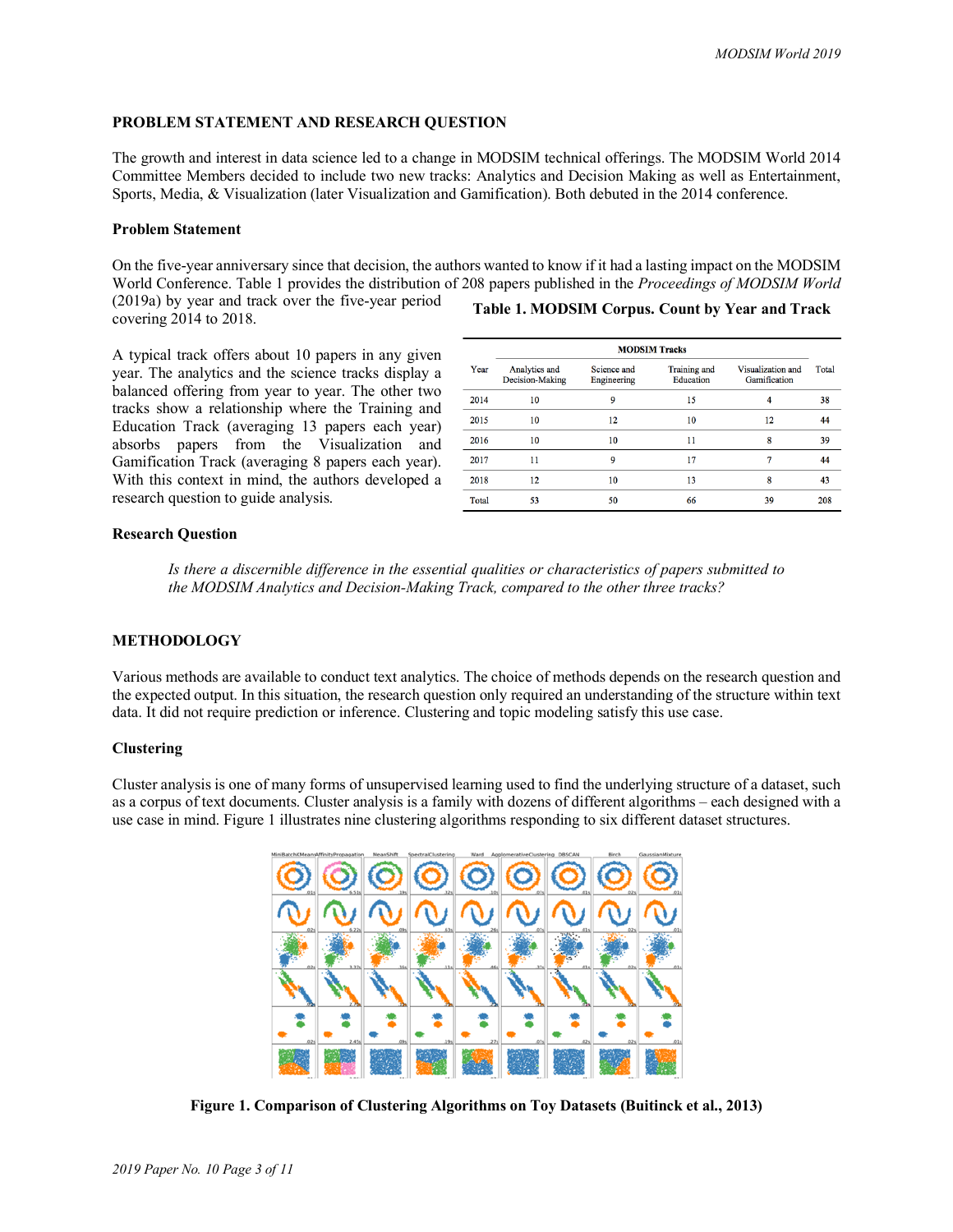## PROBLEM STATEMENT AND RESEARCH QUESTION

The growth and interest in data science led to a change in MODSIM technical offerings. The MODSIM World 2014 Committee Members decided to include two new tracks: Analytics and Decision Making as well as Entertainment, Sports, Media, & Visualization (later Visualization and Gamification). Both debuted in the 2014 conference.

### Problem Statement

On the five-year anniversary since that decision, the authors wanted to know if it had a lasting impact on the MODSIM World Conference. Table 1 provides the distribution of 208 papers published in the *Proceedings of MODSIM World* (2019a) by year and track over the five-year period covering 2014 to 2018.

A typical track offers about 10 papers in any given year. The analytics and the science tracks display a balanced offering from year to year. The other two tracks show a relationship where the Training and Education Track (averaging 13 papers each year) absorbs papers from the Visualization and Gamification Track (averaging 8 papers each year). With this context in mind, the authors developed a research question to guide analysis.

**Table 1. MODSIM Corpus. Count by Year and Track**

| Year | MODSIM Tracks | | | | Total |
|---|---|---|---|---|---|
| | Analytics and Decision-Making | Science and Engineering | Training and Education | Visualization and Gamification | |
| 2014 | 10 | 9 | 15 | 4 | 38 |
| 2015 | 10 | 12 | 10 | 12 | 44 |
| 2016 | 10 | 10 | 11 | 8 | 39 |
| 2017 | 11 | 9 | 17 | 7 | 44 |
| 2018 | 12 | 10 | 13 | 8 | 43 |
| Total | 53 | 50 | 66 | 39 | 208 |

### Research Question

*Is there a discernible difference in the essential qualities or characteristics of papers submitted to the MODSIM Analytics and Decision-Making Track, compared to the other three tracks?*

## METHODOLOGY

Various methods are available to conduct text analytics. The choice of methods depends on the research question and the expected output. In this situation, the research question only required an understanding of the structure within text data. It did not require prediction or inference. Clustering and topic modeling satisfy this use case.

### Clustering

Cluster analysis is one of many forms of unsupervised learning used to find the underlying structure of a dataset, such as a corpus of text documents. Cluster analysis is a family with dozens of different algorithms – each designed with a use case in mind. Figure 1 illustrates nine clustering algorithms responding to six different dataset structures.

**Figure 1. Comparison of Clustering Algorithms on Toy Datasets (Buitinck et al., 2013)**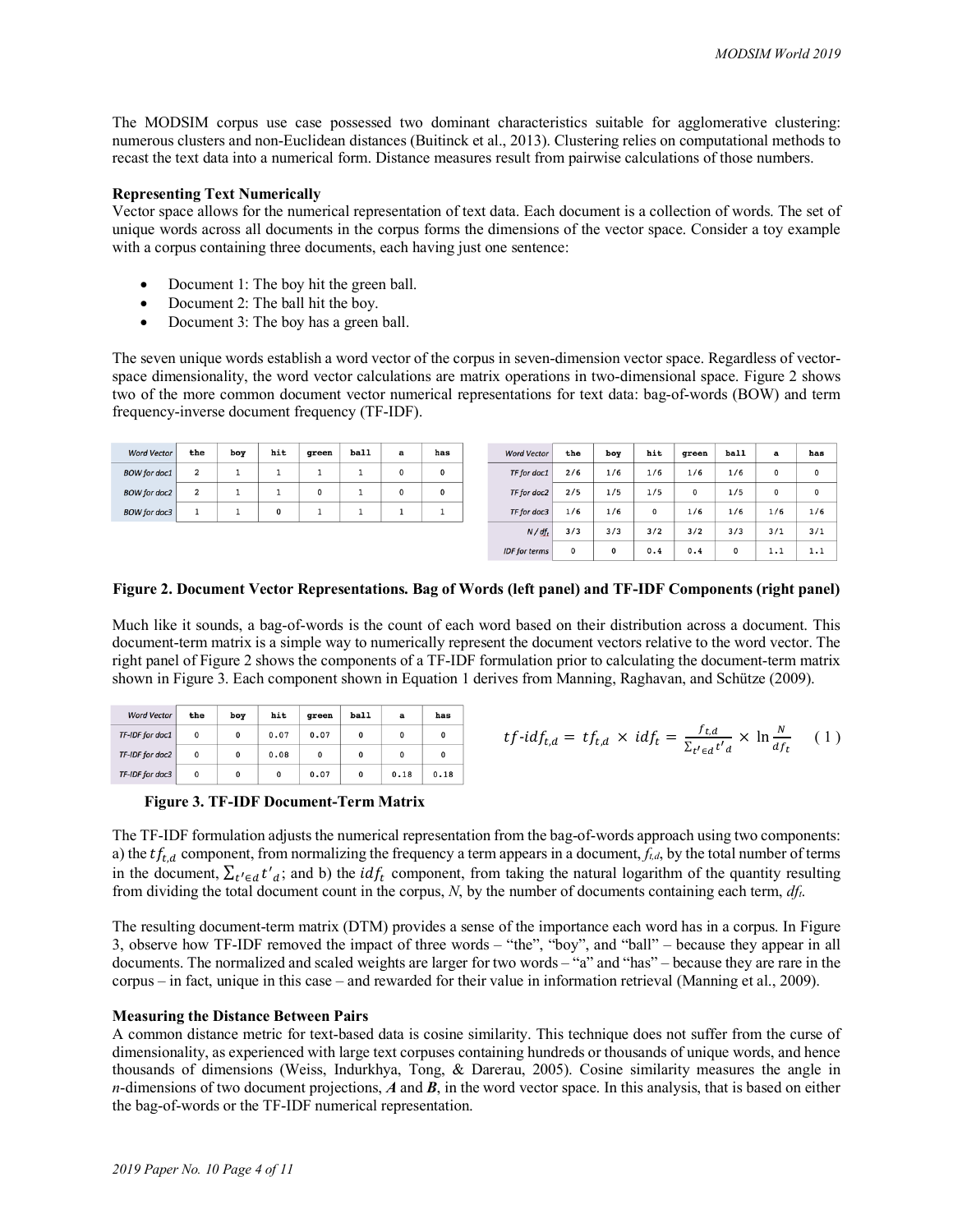The MODSIM corpus use case possessed two dominant characteristics suitable for agglomerative clustering: numerous clusters and non-Euclidean distances (Buitinck et al., 2013). Clustering relies on computational methods to recast the text data into a numerical form. Distance measures result from pairwise calculations of those numbers.

**Representing Text Numerically**

Vector space allows for the numerical representation of text data. Each document is a collection of words. The set of unique words across all documents in the corpus forms the dimensions of the vector space. Consider a toy example with a corpus containing three documents, each having just one sentence:

- Document 1: The boy hit the green ball.
- Document 2: The ball hit the boy.
- Document 3: The boy has a green ball.

The seven unique words establish a word vector of the corpus in seven-dimension vector space. Regardless of vector-space dimensionality, the word vector calculations are matrix operations in two-dimensional space. Figure 2 shows two of the more common document vector numerical representations for text data: bag-of-words (BOW) and term frequency-inverse document frequency (TF-IDF).

| Word Vector | the | boy | hit | green | ball | a | has |
|---|---|---|---|---|---|---|---|
| BOW for doc1 | 2 | 1 | 1 | 1 | 1 | 0 | 0 |
| BOW for doc2 | 2 | 1 | 1 | 0 | 1 | 0 | 0 |
| BOW for doc3 | 1 | 1 | 0 | 1 | 1 | 1 | 1 |

| Word Vector | the | boy | hit | green | ball | a | has |
|---|---|---|---|---|---|---|---|
| TF for doc1 | 2/6 | 1/6 | 1/6 | 1/6 | 1/6 | 0 | 0 |
| TF for doc2 | 2/5 | 1/5 | 1/5 | 0 | 1/5 | 0 | 0 |
| TF for doc3 | 1/6 | 1/6 | 0 | 1/6 | 1/6 | 1/6 | 1/6 |
| $N / df_t$ | 3/3 | 3/3 | 3/2 | 3/2 | 3/3 | 3/1 | 3/1 |
| IDF for terms | 0 | 0 | 0.4 | 0.4 | 0 | 1.1 | 1.1 |

**Figure 2. Document Vector Representations. Bag of Words (left panel) and TF-IDF Components (right panel)**

Much like it sounds, a bag-of-words is the count of each word based on their distribution across a document. This document-term matrix is a simple way to numerically represent the document vectors relative to the word vector. The right panel of Figure 2 shows the components of a TF-IDF formulation prior to calculating the document-term matrix shown in Figure 3. Each component shown in Equation 1 derives from Manning, Raghavan, and Schütze (2009).

| Word Vector | the | boy | hit | green | ball | a | has |
|---|---|---|---|---|---|---|---|
| TF-IDF for doc1 | 0 | 0 | 0.07 | 0.07 | 0 | 0 | 0 |
| TF-IDF for doc2 | 0 | 0 | 0.08 | 0 | 0 | 0 | 0 |
| TF-IDF for doc3 | 0 | 0 | 0 | 0.07 | 0 | 0.18 | 0.18 |

**Figure 3. TF-IDF Document-Term Matrix**

$$tf\text{-}idf_{t,d} = tf_{t,d} \times idf_t = \frac{f_{t,d}}{\sum_{t' \in d} t'_d} \times \ln \frac{N}{df_t} \quad (1)$$

The TF-IDF formulation adjusts the numerical representation from the bag-of-words approach using two components: a) the $tf_{t,d}$ component, from normalizing the frequency a term appears in a document, $f_{t,d}$, by the total number of terms in the document, $\sum_{t' \in d} t'_d$; and b) the $idf_t$ component, from taking the natural logarithm of the quantity resulting from dividing the total document count in the corpus, $N$, by the number of documents containing each term, $df_t$.

The resulting document-term matrix (DTM) provides a sense of the importance each word has in a corpus. In Figure 3, observe how TF-IDF removed the impact of three words – "the", "boy", and "ball" – because they appear in all documents. The normalized and scaled weights are larger for two words – "a" and "has" – because they are rare in the corpus – in fact, unique in this case – and rewarded for their value in information retrieval (Manning et al., 2009).

**Measuring the Distance Between Pairs**

A common distance metric for text-based data is cosine similarity. This technique does not suffer from the curse of dimensionality, as experienced with large text corpuses containing hundreds or thousands of unique words, and hence thousands of dimensions (Weiss, Indurkhya, Tong, & Darerau, 2005). Cosine similarity measures the angle in $n$-dimensions of two document projections, ***A*** and ***B***, in the word vector space. In this analysis, that is based on either the bag-of-words or the TF-IDF numerical representation.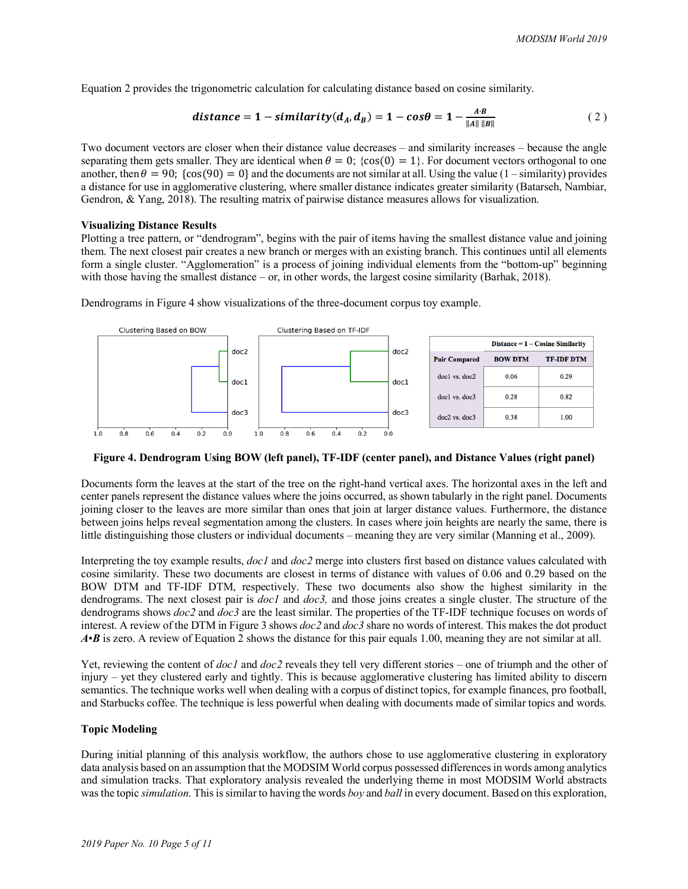Equation 2 provides the trigonometric calculation for calculating distance based on cosine similarity.

$$\textbf{distance} = \mathbf{1} - \textbf{similarity}(\boldsymbol{d_A}, \boldsymbol{d_B}) = \mathbf{1} - \boldsymbol{cos\theta} = \mathbf{1} - \frac{\boldsymbol{A \cdot B}}{\|\boldsymbol{A}\| \, \|\boldsymbol{B}\|} \qquad (2)$$

Two document vectors are closer when their distance value decreases – and similarity increases – because the angle separating them gets smaller. They are identical when $\theta = 0$; $\{\cos(0) = 1\}$. For document vectors orthogonal to one another, then $\theta = 90$; $\{\cos(90) = 0\}$ and the documents are not similar at all. Using the value (1 – similarity) provides a distance for use in agglomerative clustering, where smaller distance indicates greater similarity (Batarseh, Nambiar, Gendron, & Yang, 2018). The resulting matrix of pairwise distance measures allows for visualization.

**Visualizing Distance Results**

Plotting a tree pattern, or "dendrogram", begins with the pair of items having the smallest distance value and joining them. The next closest pair creates a new branch or merges with an existing branch. This continues until all elements form a single cluster. "Agglomeration" is a process of joining individual elements from the "bottom-up" beginning with those having the smallest distance – or, in other words, the largest cosine similarity (Barhak, 2018).

Dendrograms in Figure 4 show visualizations of the three-document corpus toy example.

| | Distance = 1 – Cosine Similarity | |
|---|---|---|
| **Pair Compared** | **BOW DTM** | **TF-IDF DTM** |
| doc1 vs. doc2 | 0.06 | 0.29 |
| doc1 vs. doc3 | 0.28 | 0.82 |
| doc2 vs. doc3 | 0.38 | 1.00 |

**Figure 4. Dendrogram Using BOW (left panel), TF-IDF (center panel), and Distance Values (right panel)**

Documents form the leaves at the start of the tree on the right-hand vertical axes. The horizontal axes in the left and center panels represent the distance values where the joins occurred, as shown tabularly in the right panel. Documents joining closer to the leaves are more similar than ones that join at larger distance values. Furthermore, the distance between joins helps reveal segmentation among the clusters. In cases where join heights are nearly the same, there is little distinguishing those clusters or individual documents – meaning they are very similar (Manning et al., 2009).

Interpreting the toy example results, *doc1* and *doc2* merge into clusters first based on distance values calculated with cosine similarity. These two documents are closest in terms of distance with values of 0.06 and 0.29 based on the BOW DTM and TF-IDF DTM, respectively. These two documents also show the highest similarity in the dendrograms. The next closest pair is *doc1* and *doc3,* and those joins creates a single cluster. The structure of the dendrograms shows *doc2* and *doc3* are the least similar. The properties of the TF-IDF technique focuses on words of interest. A review of the DTM in Figure 3 shows *doc2* and *doc3* share no words of interest. This makes the dot product ***A•B*** is zero. A review of Equation 2 shows the distance for this pair equals 1.00, meaning they are not similar at all.

Yet, reviewing the content of *doc1* and *doc2* reveals they tell very different stories – one of triumph and the other of injury – yet they clustered early and tightly. This is because agglomerative clustering has limited ability to discern semantics. The technique works well when dealing with a corpus of distinct topics, for example finances, pro football, and Starbucks coffee. The technique is less powerful when dealing with documents made of similar topics and words.

**Topic Modeling**

During initial planning of this analysis workflow, the authors chose to use agglomerative clustering in exploratory data analysis based on an assumption that the MODSIM World corpus possessed differences in words among analytics and simulation tracks. That exploratory analysis revealed the underlying theme in most MODSIM World abstracts was the topic *simulation*. This is similar to having the words *boy* and *ball* in every document. Based on this exploration,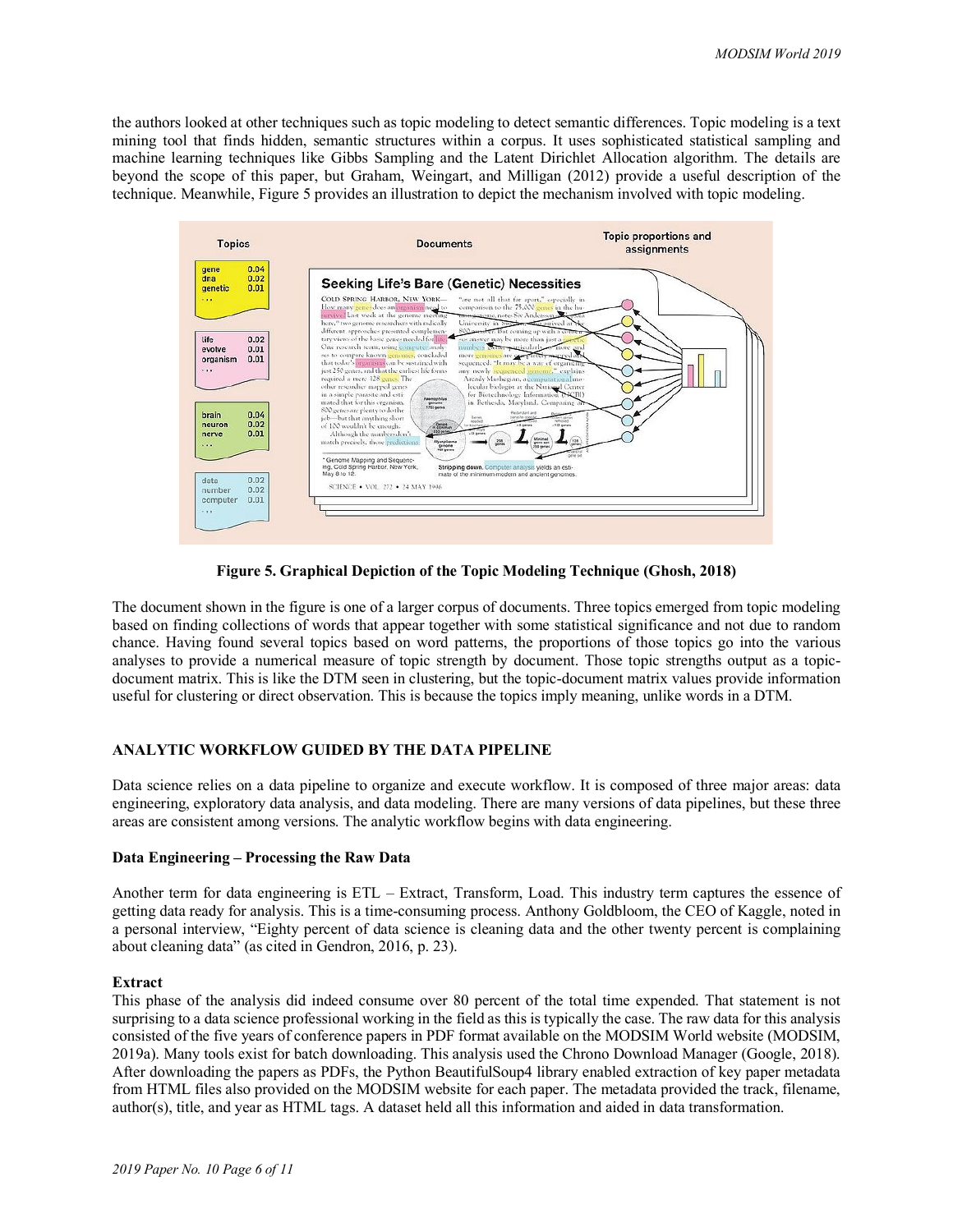the authors looked at other techniques such as topic modeling to detect semantic differences. Topic modeling is a text mining tool that finds hidden, semantic structures within a corpus. It uses sophisticated statistical sampling and machine learning techniques like Gibbs Sampling and the Latent Dirichlet Allocation algorithm. The details are beyond the scope of this paper, but Graham, Weingart, and Milligan (2012) provide a useful description of the technique. Meanwhile, Figure 5 provides an illustration to depict the mechanism involved with topic modeling.

**Figure 5. Graphical Depiction of the Topic Modeling Technique (Ghosh, 2018)**

The document shown in the figure is one of a larger corpus of documents. Three topics emerged from topic modeling based on finding collections of words that appear together with some statistical significance and not due to random chance. Having found several topics based on word patterns, the proportions of those topics go into the various analyses to provide a numerical measure of topic strength by document. Those topic strengths output as a topic-document matrix. This is like the DTM seen in clustering, but the topic-document matrix values provide information useful for clustering or direct observation. This is because the topics imply meaning, unlike words in a DTM.

## ANALYTIC WORKFLOW GUIDED BY THE DATA PIPELINE

Data science relies on a data pipeline to organize and execute workflow. It is composed of three major areas: data engineering, exploratory data analysis, and data modeling. There are many versions of data pipelines, but these three areas are consistent among versions. The analytic workflow begins with data engineering.

### Data Engineering – Processing the Raw Data

Another term for data engineering is ETL – Extract, Transform, Load. This industry term captures the essence of getting data ready for analysis. This is a time-consuming process. Anthony Goldbloom, the CEO of Kaggle, noted in a personal interview, "Eighty percent of data science is cleaning data and the other twenty percent is complaining about cleaning data" (as cited in Gendron, 2016, p. 23).

#### Extract

This phase of the analysis did indeed consume over 80 percent of the total time expended. That statement is not surprising to a data science professional working in the field as this is typically the case. The raw data for this analysis consisted of the five years of conference papers in PDF format available on the MODSIM World website (MODSIM, 2019a). Many tools exist for batch downloading. This analysis used the Chrono Download Manager (Google, 2018). After downloading the papers as PDFs, the Python BeautifulSoup4 library enabled extraction of key paper metadata from HTML files also provided on the MODSIM website for each paper. The metadata provided the track, filename, author(s), title, and year as HTML tags. A dataset held all this information and aided in data transformation.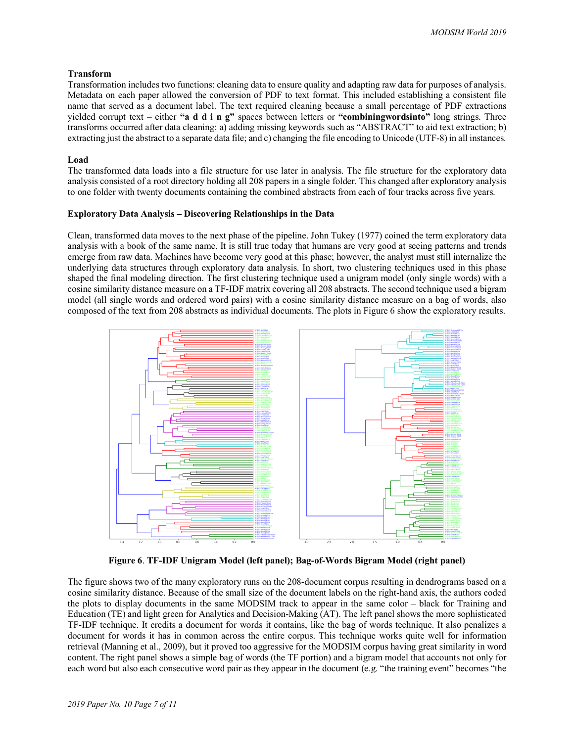**Transform**

Transformation includes two functions: cleaning data to ensure quality and adapting raw data for purposes of analysis. Metadata on each paper allowed the conversion of PDF to text format. This included establishing a consistent file name that served as a document label. The text required cleaning because a small percentage of PDF extractions yielded corrupt text – either **"a d d i n g"** spaces between letters or **"combiningwordsinto"** long strings. Three transforms occurred after data cleaning: a) adding missing keywords such as "ABSTRACT" to aid text extraction; b) extracting just the abstract to a separate data file; and c) changing the file encoding to Unicode (UTF-8) in all instances.

**Load**

The transformed data loads into a file structure for use later in analysis. The file structure for the exploratory data analysis consisted of a root directory holding all 208 papers in a single folder. This changed after exploratory analysis to one folder with twenty documents containing the combined abstracts from each of four tracks across five years.

**Exploratory Data Analysis – Discovering Relationships in the Data**

Clean, transformed data moves to the next phase of the pipeline. John Tukey (1977) coined the term exploratory data analysis with a book of the same name. It is still true today that humans are very good at seeing patterns and trends emerge from raw data. Machines have become very good at this phase; however, the analyst must still internalize the underlying data structures through exploratory data analysis. In short, two clustering techniques used in this phase shaped the final modeling direction. The first clustering technique used a unigram model (only single words) with a cosine similarity distance measure on a TF-IDF matrix covering all 208 abstracts. The second technique used a bigram model (all single words and ordered word pairs) with a cosine similarity distance measure on a bag of words, also composed of the text from 208 abstracts as individual documents. The plots in Figure 6 show the exploratory results.

**Figure 6**. **TF-IDF Unigram Model (left panel); Bag-of-Words Bigram Model (right panel)**

The figure shows two of the many exploratory runs on the 208-document corpus resulting in dendrograms based on a cosine similarity distance. Because of the small size of the document labels on the right-hand axis, the authors coded the plots to display documents in the same MODSIM track to appear in the same color – black for Training and Education (TE) and light green for Analytics and Decision-Making (AT). The left panel shows the more sophisticated TF-IDF technique. It credits a document for words it contains, like the bag of words technique. It also penalizes a document for words it has in common across the entire corpus. This technique works quite well for information retrieval (Manning et al., 2009), but it proved too aggressive for the MODSIM corpus having great similarity in word content. The right panel shows a simple bag of words (the TF portion) and a bigram model that accounts not only for each word but also each consecutive word pair as they appear in the document (e.g. "the training event" becomes "the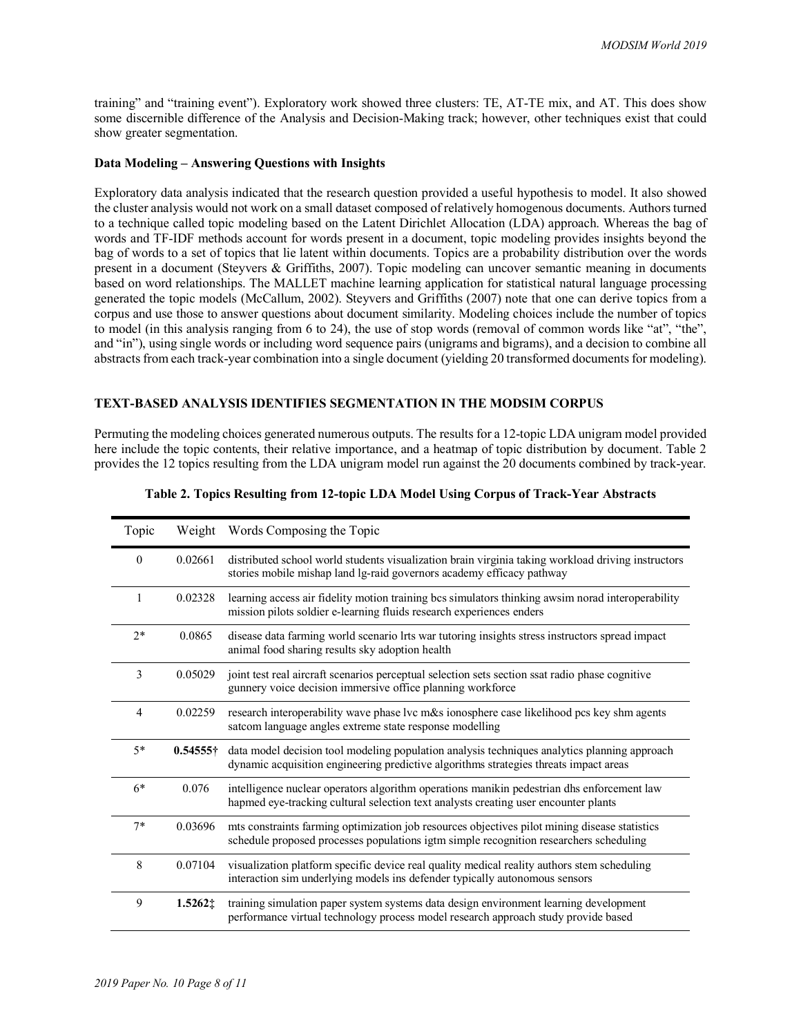training" and "training event"). Exploratory work showed three clusters: TE, AT-TE mix, and AT. This does show some discernible difference of the Analysis and Decision-Making track; however, other techniques exist that could show greater segmentation.

**Data Modeling – Answering Questions with Insights**

Exploratory data analysis indicated that the research question provided a useful hypothesis to model. It also showed the cluster analysis would not work on a small dataset composed of relatively homogenous documents. Authors turned to a technique called topic modeling based on the Latent Dirichlet Allocation (LDA) approach. Whereas the bag of words and TF-IDF methods account for words present in a document, topic modeling provides insights beyond the bag of words to a set of topics that lie latent within documents. Topics are a probability distribution over the words present in a document (Steyvers & Griffiths, 2007). Topic modeling can uncover semantic meaning in documents based on word relationships. The MALLET machine learning application for statistical natural language processing generated the topic models (McCallum, 2002). Steyvers and Griffiths (2007) note that one can derive topics from a corpus and use those to answer questions about document similarity. Modeling choices include the number of topics to model (in this analysis ranging from 6 to 24), the use of stop words (removal of common words like "at", "the", and "in"), using single words or including word sequence pairs (unigrams and bigrams), and a decision to combine all abstracts from each track-year combination into a single document (yielding 20 transformed documents for modeling).

## TEXT-BASED ANALYSIS IDENTIFIES SEGMENTATION IN THE MODSIM CORPUS

Permuting the modeling choices generated numerous outputs. The results for a 12-topic LDA unigram model provided here include the topic contents, their relative importance, and a heatmap of topic distribution by document. Table 2 provides the 12 topics resulting from the LDA unigram model run against the 20 documents combined by track-year.

**Table 2. Topics Resulting from 12-topic LDA Model Using Corpus of Track-Year Abstracts**

| Topic | Weight | Words Composing the Topic |
|---|---|---|
| 0 | 0.02661 | distributed school world students visualization brain virginia taking workload driving instructors stories mobile mishap land lg-raid governors academy efficacy pathway |
| 1 | 0.02328 | learning access air fidelity motion training bcs simulators thinking awsim norad interoperability mission pilots soldier e-learning fluids research experiences enders |
| 2* | 0.0865 | disease data farming world scenario lrts war tutoring insights stress instructors spread impact animal food sharing results sky adoption health |
| 3 | 0.05029 | joint test real aircraft scenarios perceptual selection sets section ssat radio phase cognitive gunnery voice decision immersive office planning workforce |
| 4 | 0.02259 | research interoperability wave phase lvc m&s ionosphere case likelihood pcs key shm agents satcom language angles extreme state response modelling |
| 5* | **0.54555†** | data model decision tool modeling population analysis techniques analytics planning approach dynamic acquisition engineering predictive algorithms strategies threats impact areas |
| 6* | 0.076 | intelligence nuclear operators algorithm operations manikin pedestrian dhs enforcement law hapmed eye-tracking cultural selection text analysts creating user encounter plants |
| 7* | 0.03696 | mts constraints farming optimization job resources objectives pilot mining disease statistics schedule proposed processes populations igtm simple recognition researchers scheduling |
| 8 | 0.07104 | visualization platform specific device real quality medical reality authors stem scheduling interaction sim underlying models ins defender typically autonomous sensors |
| 9 | **1.5262‡** | training simulation paper system systems data design environment learning development performance virtual technology process model research approach study provide based |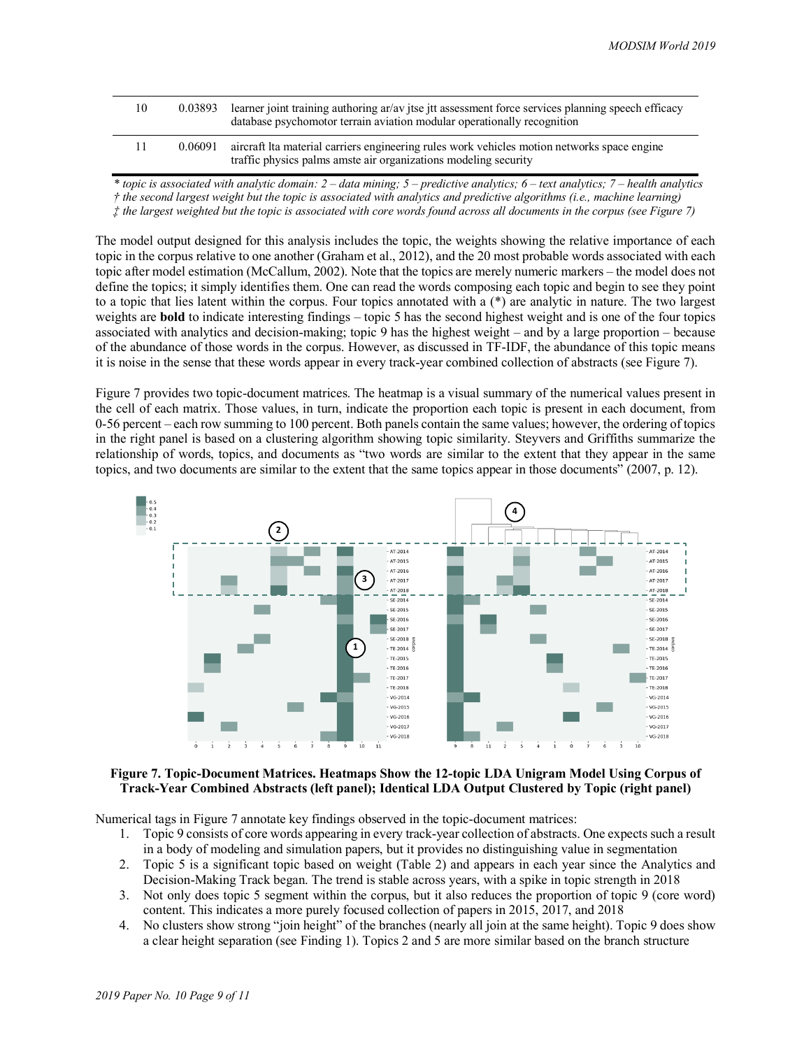| | | |
|---|---|---|
| 10 | 0.03893 | learner joint training authoring ar/av jtse jtt assessment force services planning speech efficacy database psychomotor terrain aviation modular operationally recognition |
| 11 | 0.06091 | aircraft lta material carriers engineering rules work vehicles motion networks space engine traffic physics palms amste air organizations modeling security |

*\* topic is associated with analytic domain: 2 – data mining; 5 – predictive analytics; 6 – text analytics; 7 – health analytics*
*† the second largest weight but the topic is associated with analytics and predictive algorithms (i.e., machine learning)*
*‡ the largest weighted but the topic is associated with core words found across all documents in the corpus (see Figure 7)*

The model output designed for this analysis includes the topic, the weights showing the relative importance of each topic in the corpus relative to one another (Graham et al., 2012), and the 20 most probable words associated with each topic after model estimation (McCallum, 2002). Note that the topics are merely numeric markers – the model does not define the topics; it simply identifies them. One can read the words composing each topic and begin to see they point to a topic that lies latent within the corpus. Four topics annotated with a (*) are analytic in nature. The two largest weights are **bold** to indicate interesting findings – topic 5 has the second highest weight and is one of the four topics associated with analytics and decision-making; topic 9 has the highest weight – and by a large proportion – because of the abundance of those words in the corpus. However, as discussed in TF-IDF, the abundance of this topic means it is noise in the sense that these words appear in every track-year combined collection of abstracts (see Figure 7).

Figure 7 provides two topic-document matrices. The heatmap is a visual summary of the numerical values present in the cell of each matrix. Those values, in turn, indicate the proportion each topic is present in each document, from 0-56 percent – each row summing to 100 percent. Both panels contain the same values; however, the ordering of topics in the right panel is based on a clustering algorithm showing topic similarity. Steyvers and Griffiths summarize the relationship of words, topics, and documents as "two words are similar to the extent that they appear in the same topics, and two documents are similar to the extent that the same topics appear in those documents" (2007, p. 12).

**Figure 7. Topic-Document Matrices. Heatmaps Show the 12-topic LDA Unigram Model Using Corpus of Track-Year Combined Abstracts (left panel); Identical LDA Output Clustered by Topic (right panel)**

Numerical tags in Figure 7 annotate key findings observed in the topic-document matrices:

1. Topic 9 consists of core words appearing in every track-year collection of abstracts. One expects such a result in a body of modeling and simulation papers, but it provides no distinguishing value in segmentation
2. Topic 5 is a significant topic based on weight (Table 2) and appears in each year since the Analytics and Decision-Making Track began. The trend is stable across years, with a spike in topic strength in 2018
3. Not only does topic 5 segment within the corpus, but it also reduces the proportion of topic 9 (core word) content. This indicates a more purely focused collection of papers in 2015, 2017, and 2018
4. No clusters show strong "join height" of the branches (nearly all join at the same height). Topic 9 does show a clear height separation (see Finding 1). Topics 2 and 5 are more similar based on the branch structure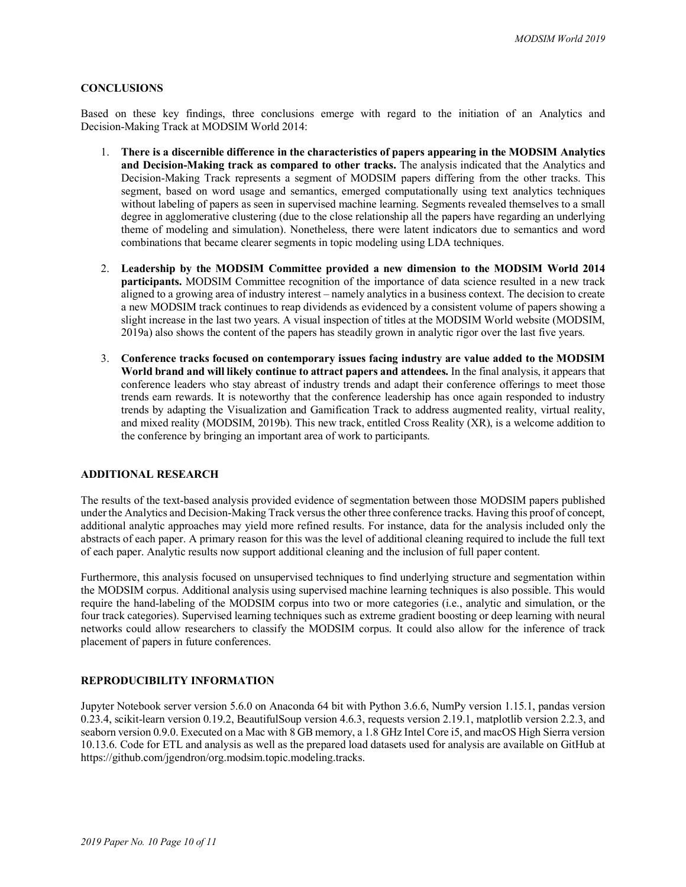## CONCLUSIONS

Based on these key findings, three conclusions emerge with regard to the initiation of an Analytics and Decision-Making Track at MODSIM World 2014:

1. **There is a discernible difference in the characteristics of papers appearing in the MODSIM Analytics and Decision-Making track as compared to other tracks.** The analysis indicated that the Analytics and Decision-Making Track represents a segment of MODSIM papers differing from the other tracks. This segment, based on word usage and semantics, emerged computationally using text analytics techniques without labeling of papers as seen in supervised machine learning. Segments revealed themselves to a small degree in agglomerative clustering (due to the close relationship all the papers have regarding an underlying theme of modeling and simulation). Nonetheless, there were latent indicators due to semantics and word combinations that became clearer segments in topic modeling using LDA techniques.

2. **Leadership by the MODSIM Committee provided a new dimension to the MODSIM World 2014 participants.** MODSIM Committee recognition of the importance of data science resulted in a new track aligned to a growing area of industry interest – namely analytics in a business context. The decision to create a new MODSIM track continues to reap dividends as evidenced by a consistent volume of papers showing a slight increase in the last two years. A visual inspection of titles at the MODSIM World website (MODSIM, 2019a) also shows the content of the papers has steadily grown in analytic rigor over the last five years.

3. **Conference tracks focused on contemporary issues facing industry are value added to the MODSIM World brand and will likely continue to attract papers and attendees.** In the final analysis, it appears that conference leaders who stay abreast of industry trends and adapt their conference offerings to meet those trends earn rewards. It is noteworthy that the conference leadership has once again responded to industry trends by adapting the Visualization and Gamification Track to address augmented reality, virtual reality, and mixed reality (MODSIM, 2019b). This new track, entitled Cross Reality (XR), is a welcome addition to the conference by bringing an important area of work to participants.

## ADDITIONAL RESEARCH

The results of the text-based analysis provided evidence of segmentation between those MODSIM papers published under the Analytics and Decision-Making Track versus the other three conference tracks. Having this proof of concept, additional analytic approaches may yield more refined results. For instance, data for the analysis included only the abstracts of each paper. A primary reason for this was the level of additional cleaning required to include the full text of each paper. Analytic results now support additional cleaning and the inclusion of full paper content.

Furthermore, this analysis focused on unsupervised techniques to find underlying structure and segmentation within the MODSIM corpus. Additional analysis using supervised machine learning techniques is also possible. This would require the hand-labeling of the MODSIM corpus into two or more categories (i.e., analytic and simulation, or the four track categories). Supervised learning techniques such as extreme gradient boosting or deep learning with neural networks could allow researchers to classify the MODSIM corpus. It could also allow for the inference of track placement of papers in future conferences.

## REPRODUCIBILITY INFORMATION

Jupyter Notebook server version 5.6.0 on Anaconda 64 bit with Python 3.6.6, NumPy version 1.15.1, pandas version 0.23.4, scikit-learn version 0.19.2, BeautifulSoup version 4.6.3, requests version 2.19.1, matplotlib version 2.2.3, and seaborn version 0.9.0. Executed on a Mac with 8 GB memory, a 1.8 GHz Intel Core i5, and macOS High Sierra version 10.13.6. Code for ETL and analysis as well as the prepared load datasets used for analysis are available on GitHub at https://github.com/jgendron/org.modsim.topic.modeling.tracks.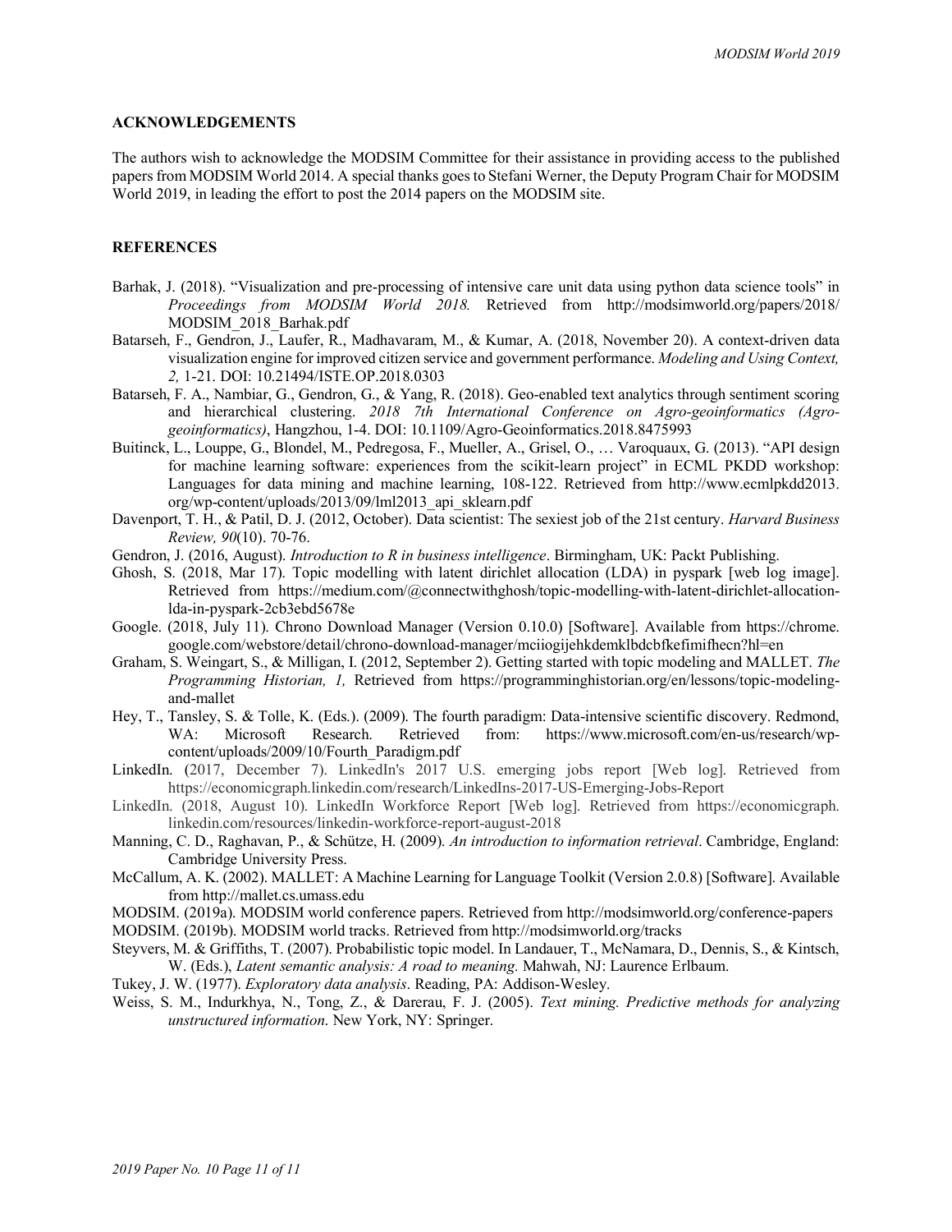## ACKNOWLEDGEMENTS

The authors wish to acknowledge the MODSIM Committee for their assistance in providing access to the published papers from MODSIM World 2014. A special thanks goes to Stefani Werner, the Deputy Program Chair for MODSIM World 2019, in leading the effort to post the 2014 papers on the MODSIM site.

## REFERENCES

Barhak, J. (2018). "Visualization and pre-processing of intensive care unit data using python data science tools" in *Proceedings from MODSIM World 2018.* Retrieved from http://modsimworld.org/papers/2018/MODSIM_2018_Barhak.pdf

Batarseh, F., Gendron, J., Laufer, R., Madhavaram, M., & Kumar, A. (2018, November 20). A context-driven data visualization engine for improved citizen service and government performance. *Modeling and Using Context, 2,* 1-21. DOI: 10.21494/ISTE.OP.2018.0303

Batarseh, F. A., Nambiar, G., Gendron, G., & Yang, R. (2018). Geo-enabled text analytics through sentiment scoring and hierarchical clustering. *2018 7th International Conference on Agro-geoinformatics (Agro-geoinformatics)*, Hangzhou, 1-4. DOI: 10.1109/Agro-Geoinformatics.2018.8475993

Buitinck, L., Louppe, G., Blondel, M., Pedregosa, F., Mueller, A., Grisel, O., … Varoquaux, G. (2013). "API design for machine learning software: experiences from the scikit-learn project" in ECML PKDD workshop: Languages for data mining and machine learning, 108-122. Retrieved from http://www.ecmlpkdd2013.org/wp-content/uploads/2013/09/lml2013_api_sklearn.pdf

Davenport, T. H., & Patil, D. J. (2012, October). Data scientist: The sexiest job of the 21st century. *Harvard Business Review, 90*(10). 70-76.

Gendron, J. (2016, August). *Introduction to R in business intelligence*. Birmingham, UK: Packt Publishing.

Ghosh, S. (2018, Mar 17). Topic modelling with latent dirichlet allocation (LDA) in pyspark [web log image]. Retrieved from https://medium.com/@connectwithghosh/topic-modelling-with-latent-dirichlet-allocation-lda-in-pyspark-2cb3ebd5678e

Google. (2018, July 11). Chrono Download Manager (Version 0.10.0) [Software]. Available from https://chrome.google.com/webstore/detail/chrono-download-manager/mciiogijehkdemklbdcbfkefimifhecn?hl=en

Graham, S. Weingart, S., & Milligan, I. (2012, September 2). Getting started with topic modeling and MALLET. *The Programming Historian, 1,* Retrieved from https://programminghistorian.org/en/lessons/topic-modeling-and-mallet

Hey, T., Tansley, S. & Tolle, K. (Eds.). (2009). The fourth paradigm: Data-intensive scientific discovery. Redmond, WA: Microsoft Research. Retrieved from: https://www.microsoft.com/en-us/research/wp-content/uploads/2009/10/Fourth_Paradigm.pdf

LinkedIn. (2017, December 7). LinkedIn's 2017 U.S. emerging jobs report [Web log]. Retrieved from https://economicgraph.linkedin.com/research/LinkedIns-2017-US-Emerging-Jobs-Report

LinkedIn. (2018, August 10). LinkedIn Workforce Report [Web log]. Retrieved from https://economicgraph.linkedin.com/resources/linkedin-workforce-report-august-2018

Manning, C. D., Raghavan, P., & Schütze, H. (2009). *An introduction to information retrieval*. Cambridge, England: Cambridge University Press.

McCallum, A. K. (2002). MALLET: A Machine Learning for Language Toolkit (Version 2.0.8) [Software]. Available from http://mallet.cs.umass.edu

MODSIM. (2019a). MODSIM world conference papers. Retrieved from http://modsimworld.org/conference-papers

MODSIM. (2019b). MODSIM world tracks. Retrieved from http://modsimworld.org/tracks

Steyvers, M. & Griffiths, T. (2007). Probabilistic topic model. In Landauer, T., McNamara, D., Dennis, S., & Kintsch, W. (Eds.), *Latent semantic analysis: A road to meaning.* Mahwah, NJ: Laurence Erlbaum.

Tukey, J. W. (1977). *Exploratory data analysis*. Reading, PA: Addison-Wesley.

Weiss, S. M., Indurkhya, N., Tong, Z., & Darerau, F. J. (2005). *Text mining. Predictive methods for analyzing unstructured information*. New York, NY: Springer.